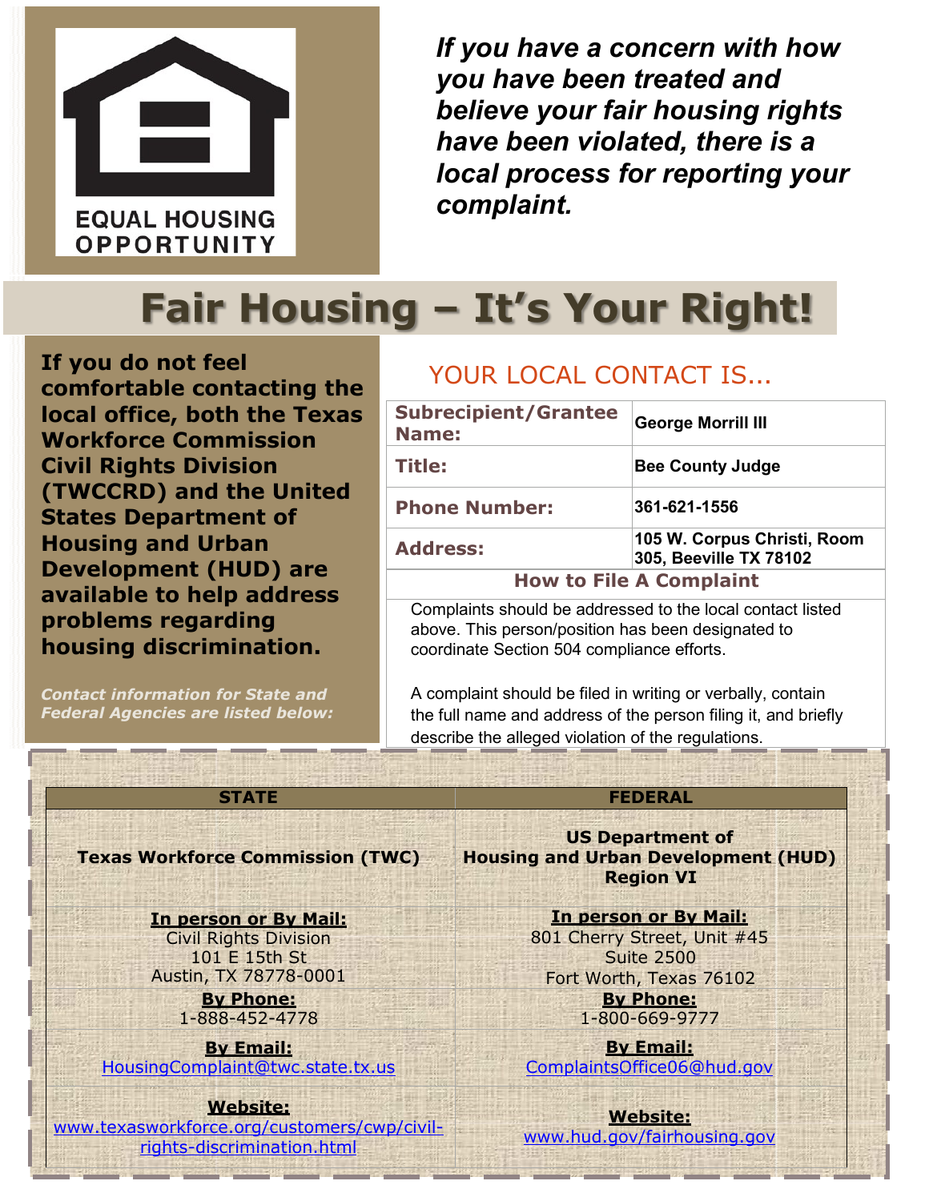EQUAL HOUSING OPPORTUNITY

***If you have a concern with how you have been treated and believe your fair housing rights have been violated, there is a local process for reporting your complaint.***

# Fair Housing – It's Your Right!

**If you do not feel comfortable contacting the local office, both the Texas Workforce Commission Civil Rights Division (TWCCRD) and the United States Department of Housing and Urban Development (HUD) are available to help address problems regarding housing discrimination.**

***Contact information for State and Federal Agencies are listed below:***

## YOUR LOCAL CONTACT IS...

| | |
|---|---|
| **Subrecipient/Grantee Name:** | **George Morrill III** |
| **Title:** | **Bee County Judge** |
| **Phone Number:** | **361-621-1556** |
| **Address:** | **105 W. Corpus Christi, Room 305, Beeville TX 78102** |

### How to File A Complaint

Complaints should be addressed to the local contact listed above. This person/position has been designated to coordinate Section 504 compliance efforts.

A complaint should be filed in writing or verbally, contain the full name and address of the person filing it, and briefly describe the alleged violation of the regulations.

| STATE | FEDERAL |
|---|---|
| **Texas Workforce Commission (TWC)** | **US Department of Housing and Urban Development (HUD) Region VI** |
| **In person or By Mail:** Civil Rights Division, 101 E 15th St, Austin, TX 78778-0001 | **In person or By Mail:** 801 Cherry Street, Unit #45, Suite 2500, Fort Worth, Texas 76102 |
| **By Phone:** 1-888-452-4778 | **By Phone:** 1-800-669-9777 |
| **By Email:** HousingComplaint@twc.state.tx.us | **By Email:** ComplaintsOffice06@hud.gov |
| **Website:** www.texasworkforce.org/customers/cwp/civil-rights-discrimination.html | **Website:** www.hud.gov/fairhousing.gov |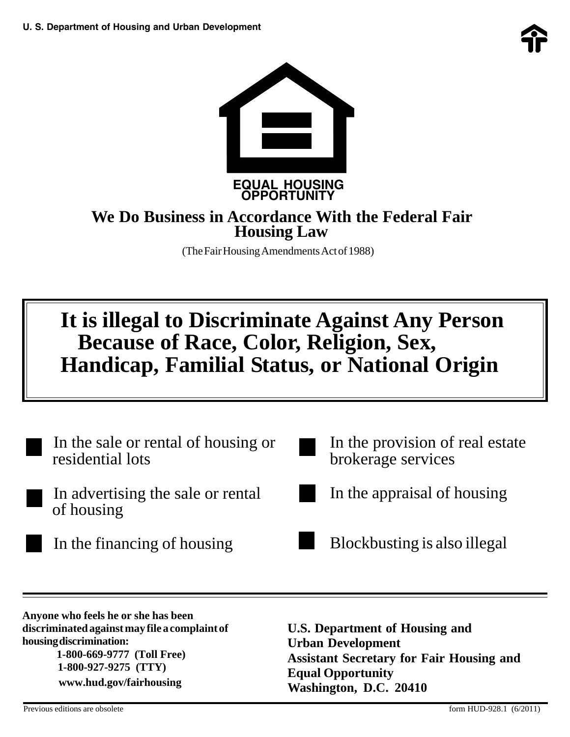U. S. Department of Housing and Urban Development

**EQUAL HOUSING OPPORTUNITY**

## We Do Business in Accordance With the Federal Fair Housing Law

(The Fair Housing Amendments Act of 1988)

# It is illegal to Discriminate Against Any Person Because of Race, Color, Religion, Sex, Handicap, Familial Status, or National Origin

- In the sale or rental of housing or residential lots
- In advertising the sale or rental of housing
- In the financing of housing
- In the provision of real estate brokerage services
- In the appraisal of housing
- Blockbusting is also illegal

**Anyone who feels he or she has been discriminated against may file a complaint of housing discrimination:**

**1-800-669-9777 (Toll Free)**
**1-800-927-9275 (TTY)**
**www.hud.gov/fairhousing**

**U.S. Department of Housing and Urban Development**
**Assistant Secretary for Fair Housing and Equal Opportunity**
**Washington, D.C. 20410**

Previous editions are obsolete

form HUD-928.1 (6/2011)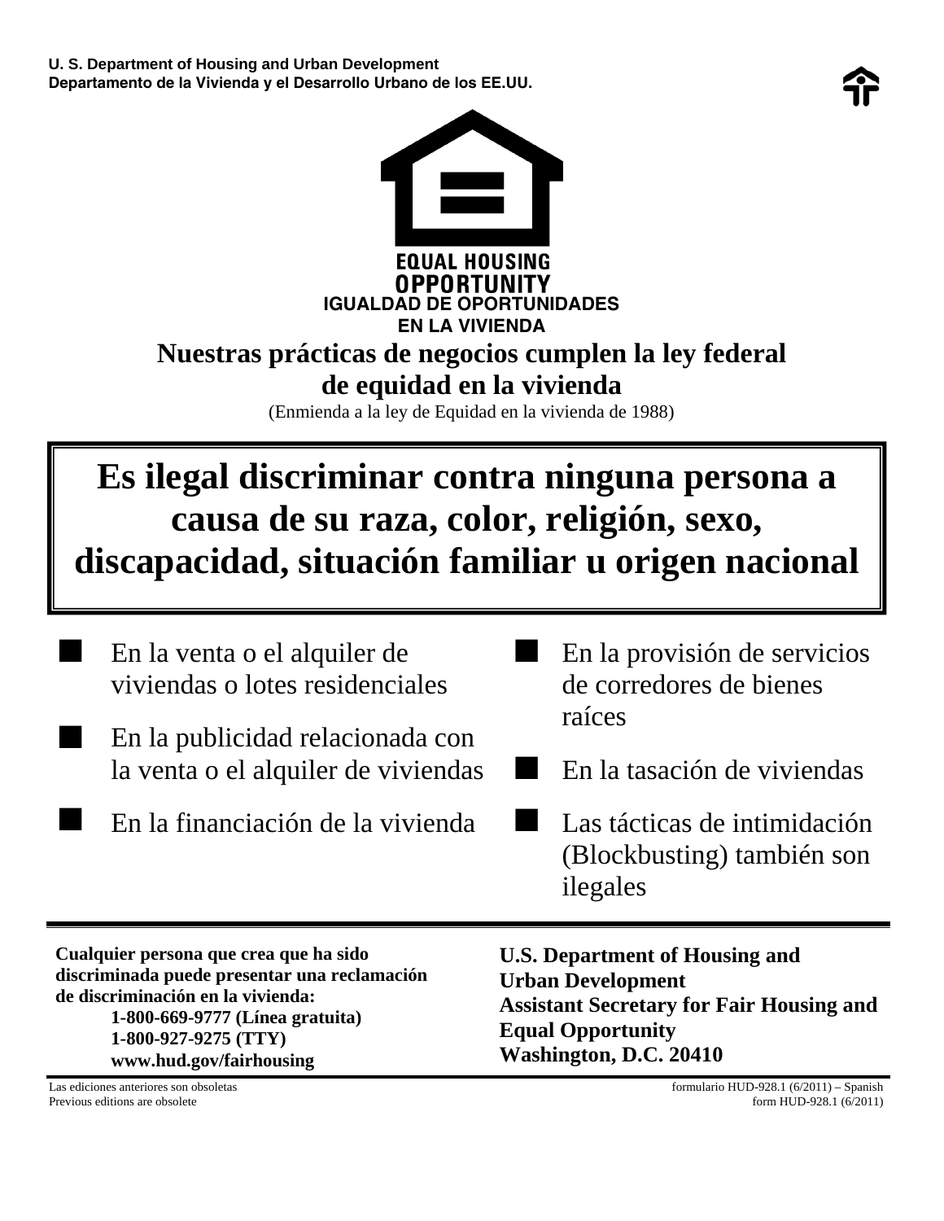U. S. Department of Housing and Urban Development
Departamento de la Vivienda y el Desarrollo Urbano de los EE.UU.

EQUAL HOUSING OPPORTUNITY

IGUALDAD DE OPORTUNIDADES EN LA VIVIENDA

# Nuestras prácticas de negocios cumplen la ley federal de equidad en la vivienda

(Enmienda a la ley de Equidad en la vivienda de 1988)

## Es ilegal discriminar contra ninguna persona a causa de su raza, color, religión, sexo, discapacidad, situación familiar u origen nacional

- En la venta o el alquiler de viviendas o lotes residenciales
- En la publicidad relacionada con la venta o el alquiler de viviendas
- En la financiación de la vivienda
- En la provisión de servicios de corredores de bienes raíces
- En la tasación de viviendas
- Las tácticas de intimidación (Blockbusting) también son ilegales

**Cualquier persona que crea que ha sido discriminada puede presentar una reclamación de discriminación en la vivienda:**

**1-800-669-9777 (Línea gratuita)**
**1-800-927-9275 (TTY)**
**www.hud.gov/fairhousing**

**U.S. Department of Housing and Urban Development**
**Assistant Secretary for Fair Housing and Equal Opportunity**
**Washington, D.C. 20410**

Las ediciones anteriores son obsoletas
Previous editions are obsolete

formulario HUD-928.1 (6/2011) – Spanish
form HUD-928.1 (6/2011)